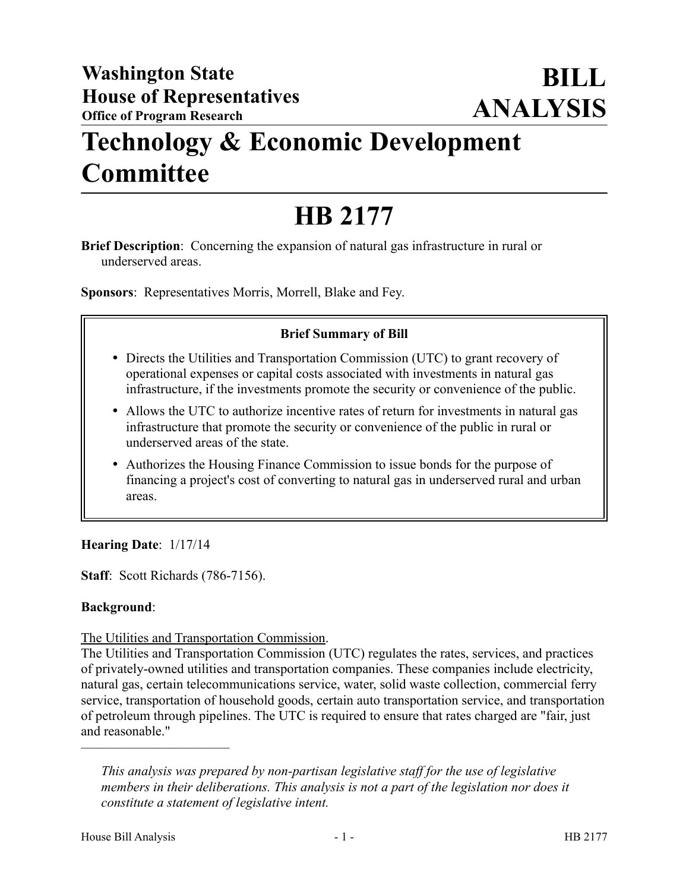**Washington State House of Representatives**
**Office of Program Research**

# BILL ANALYSIS

# Technology & Economic Development Committee

# HB 2177

**Brief Description**: Concerning the expansion of natural gas infrastructure in rural or underserved areas.

**Sponsors**: Representatives Morris, Morrell, Blake and Fey.

**Brief Summary of Bill**

- Directs the Utilities and Transportation Commission (UTC) to grant recovery of operational expenses or capital costs associated with investments in natural gas infrastructure, if the investments promote the security or convenience of the public.
- Allows the UTC to authorize incentive rates of return for investments in natural gas infrastructure that promote the security or convenience of the public in rural or underserved areas of the state.
- Authorizes the Housing Finance Commission to issue bonds for the purpose of financing a project's cost of converting to natural gas in underserved rural and urban areas.

**Hearing Date**: 1/17/14

**Staff**: Scott Richards (786-7156).

**Background**:

The Utilities and Transportation Commission.

The Utilities and Transportation Commission (UTC) regulates the rates, services, and practices of privately-owned utilities and transportation companies. These companies include electricity, natural gas, certain telecommunications service, water, solid waste collection, commercial ferry service, transportation of household goods, certain auto transportation service, and transportation of petroleum through pipelines. The UTC is required to ensure that rates charged are "fair, just and reasonable."

---

*This analysis was prepared by non-partisan legislative staff for the use of legislative members in their deliberations. This analysis is not a part of the legislation nor does it constitute a statement of legislative intent.*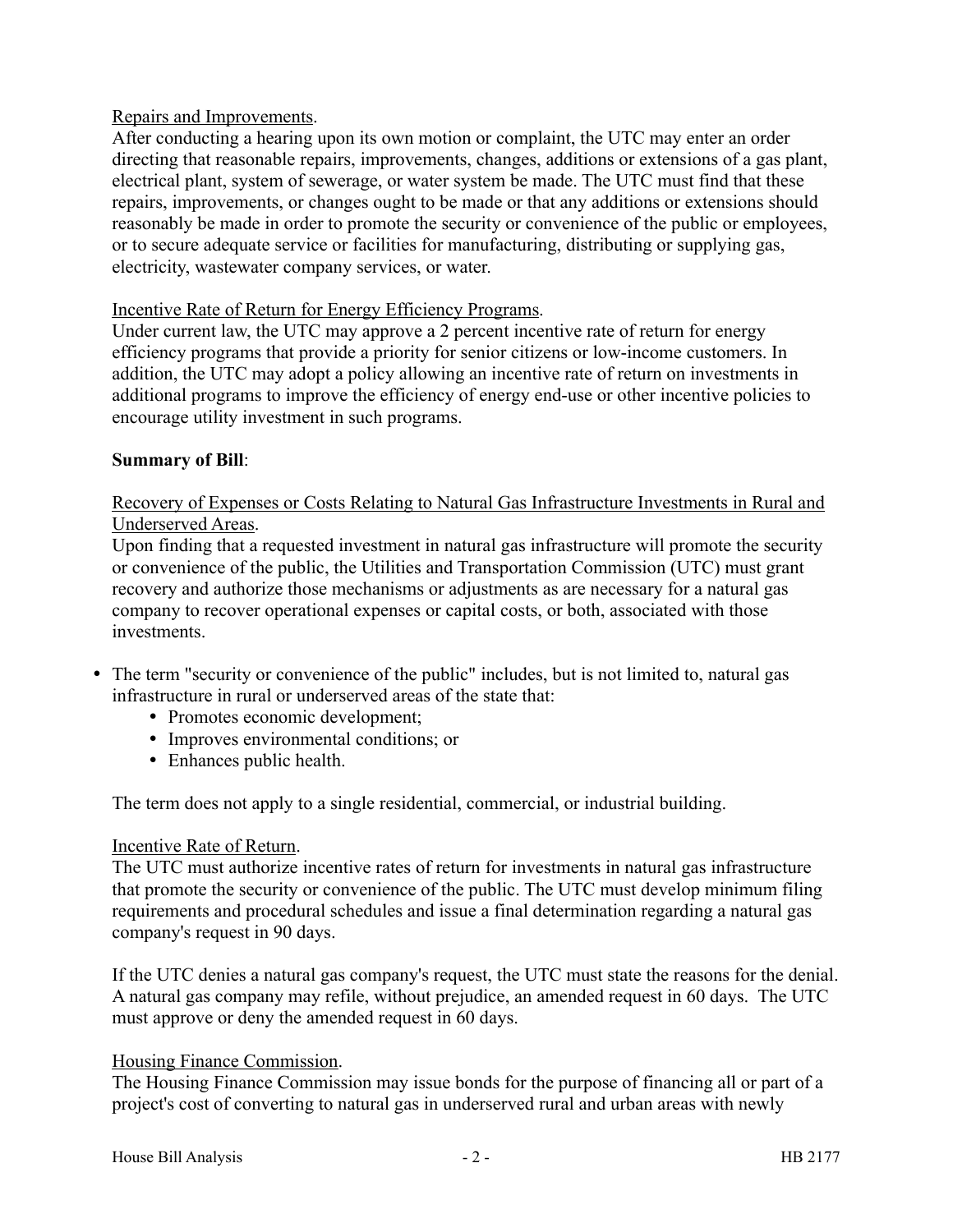Repairs and Improvements.

After conducting a hearing upon its own motion or complaint, the UTC may enter an order directing that reasonable repairs, improvements, changes, additions or extensions of a gas plant, electrical plant, system of sewerage, or water system be made. The UTC must find that these repairs, improvements, or changes ought to be made or that any additions or extensions should reasonably be made in order to promote the security or convenience of the public or employees, or to secure adequate service or facilities for manufacturing, distributing or supplying gas, electricity, wastewater company services, or water.

Incentive Rate of Return for Energy Efficiency Programs.

Under current law, the UTC may approve a 2 percent incentive rate of return for energy efficiency programs that provide a priority for senior citizens or low-income customers. In addition, the UTC may adopt a policy allowing an incentive rate of return on investments in additional programs to improve the efficiency of energy end-use or other incentive policies to encourage utility investment in such programs.

**Summary of Bill**:

Recovery of Expenses or Costs Relating to Natural Gas Infrastructure Investments in Rural and Underserved Areas.

Upon finding that a requested investment in natural gas infrastructure will promote the security or convenience of the public, the Utilities and Transportation Commission (UTC) must grant recovery and authorize those mechanisms or adjustments as are necessary for a natural gas company to recover operational expenses or capital costs, or both, associated with those investments.

- The term "security or convenience of the public" includes, but is not limited to, natural gas infrastructure in rural or underserved areas of the state that:
  - Promotes economic development;
  - Improves environmental conditions; or
  - Enhances public health.

The term does not apply to a single residential, commercial, or industrial building.

Incentive Rate of Return.

The UTC must authorize incentive rates of return for investments in natural gas infrastructure that promote the security or convenience of the public. The UTC must develop minimum filing requirements and procedural schedules and issue a final determination regarding a natural gas company's request in 90 days.

If the UTC denies a natural gas company's request, the UTC must state the reasons for the denial. A natural gas company may refile, without prejudice, an amended request in 60 days. The UTC must approve or deny the amended request in 60 days.

Housing Finance Commission.

The Housing Finance Commission may issue bonds for the purpose of financing all or part of a project's cost of converting to natural gas in underserved rural and urban areas with newly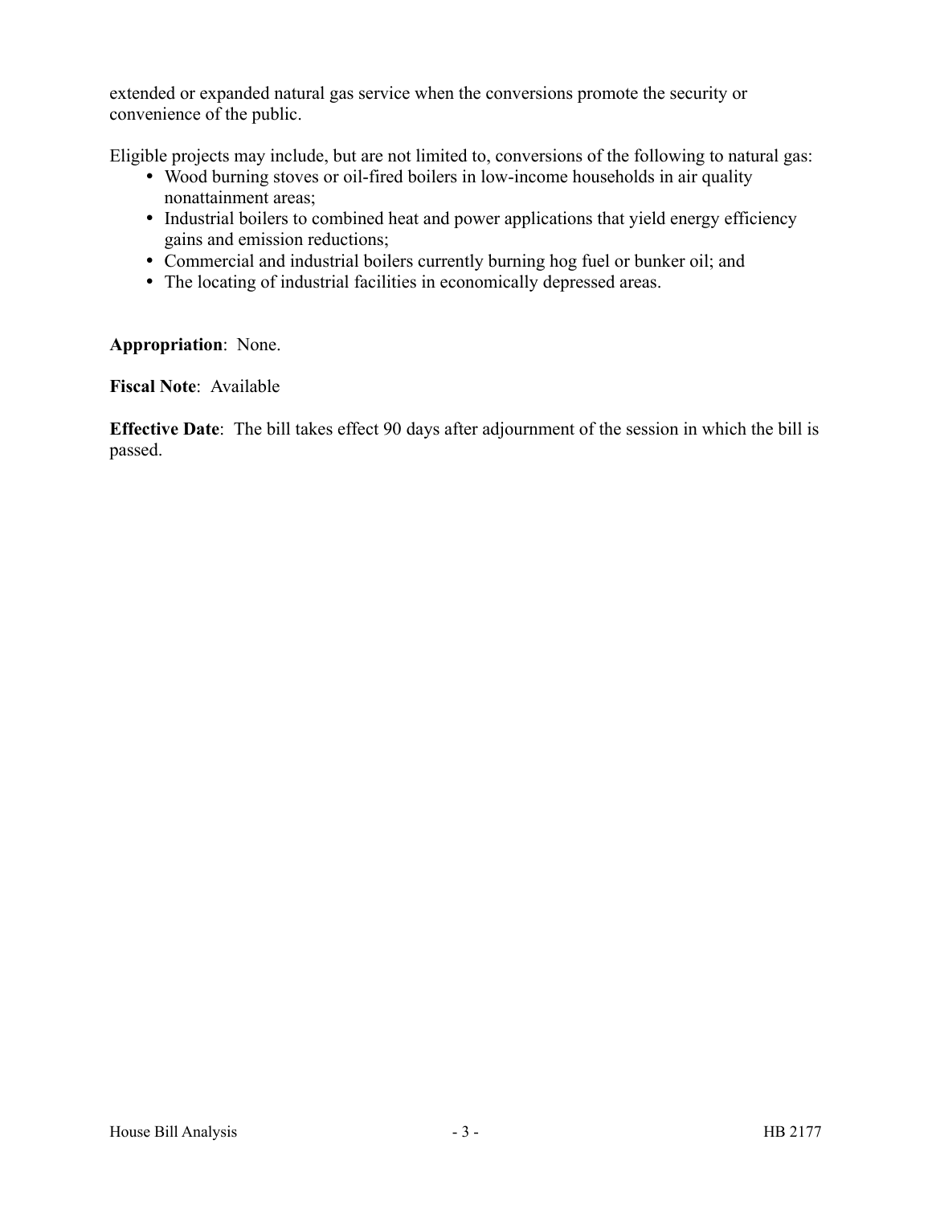extended or expanded natural gas service when the conversions promote the security or convenience of the public.

Eligible projects may include, but are not limited to, conversions of the following to natural gas:

- Wood burning stoves or oil-fired boilers in low-income households in air quality nonattainment areas;
- Industrial boilers to combined heat and power applications that yield energy efficiency gains and emission reductions;
- Commercial and industrial boilers currently burning hog fuel or bunker oil; and
- The locating of industrial facilities in economically depressed areas.

**Appropriation**: None.

**Fiscal Note**: Available

**Effective Date**: The bill takes effect 90 days after adjournment of the session in which the bill is passed.